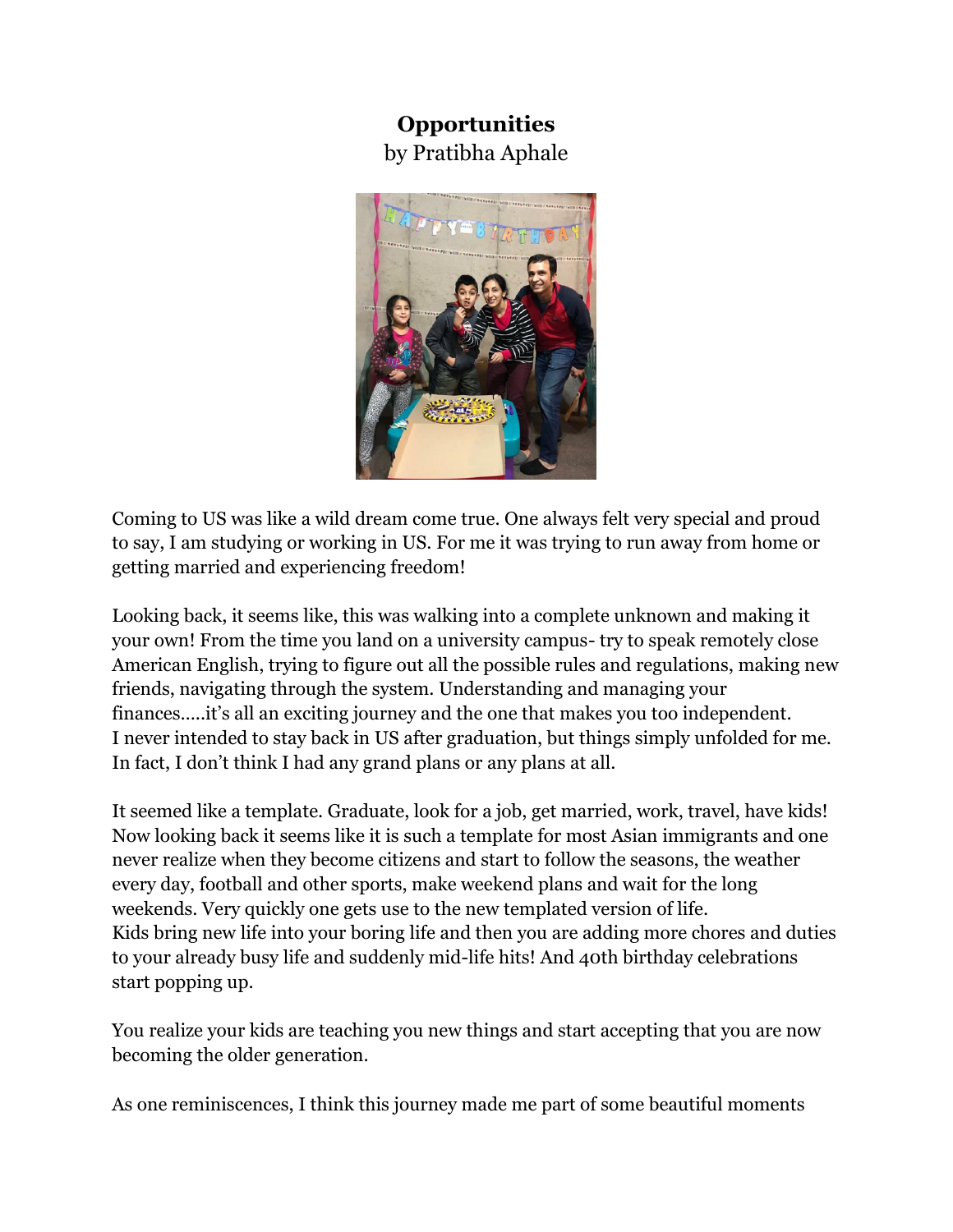# Opportunities

by Pratibha Aphale

Coming to US was like a wild dream come true. One always felt very special and proud to say, I am studying or working in US. For me it was trying to run away from home or getting married and experiencing freedom!

Looking back, it seems like, this was walking into a complete unknown and making it your own! From the time you land on a university campus- try to speak remotely close American English, trying to figure out all the possible rules and regulations, making new friends, navigating through the system. Understanding and managing your finances.....it's all an exciting journey and the one that makes you too independent. I never intended to stay back in US after graduation, but things simply unfolded for me. In fact, I don't think I had any grand plans or any plans at all.

It seemed like a template. Graduate, look for a job, get married, work, travel, have kids! Now looking back it seems like it is such a template for most Asian immigrants and one never realize when they become citizens and start to follow the seasons, the weather every day, football and other sports, make weekend plans and wait for the long weekends. Very quickly one gets use to the new templated version of life. Kids bring new life into your boring life and then you are adding more chores and duties to your already busy life and suddenly mid-life hits! And 40th birthday celebrations start popping up.

You realize your kids are teaching you new things and start accepting that you are now becoming the older generation.

As one reminiscences, I think this journey made me part of some beautiful moments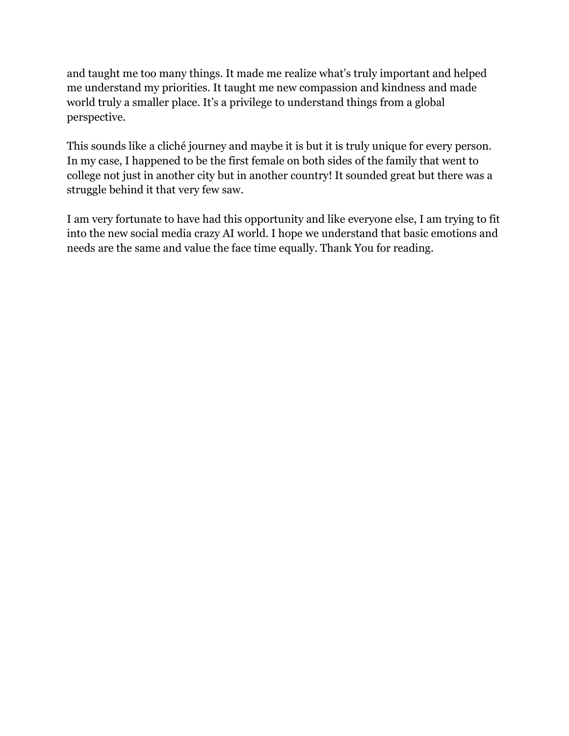and taught me too many things. It made me realize what's truly important and helped me understand my priorities. It taught me new compassion and kindness and made world truly a smaller place. It's a privilege to understand things from a global perspective.

This sounds like a cliché journey and maybe it is but it is truly unique for every person. In my case, I happened to be the first female on both sides of the family that went to college not just in another city but in another country! It sounded great but there was a struggle behind it that very few saw.

I am very fortunate to have had this opportunity and like everyone else, I am trying to fit into the new social media crazy AI world. I hope we understand that basic emotions and needs are the same and value the face time equally. Thank You for reading.